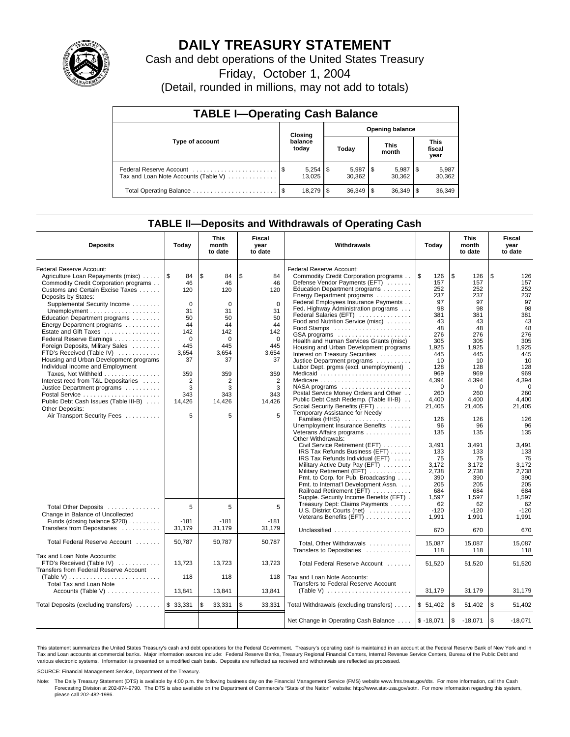# DAILY TREASURY STATEMENT

Cash and debt operations of the United States Treasury

Friday, October 1, 2004

(Detail, rounded in millions, may not add to totals)

## TABLE I—Operating Cash Balance

| Type of account | Closing balance today | Opening balance Today | Opening balance This month | Opening balance This fiscal year |
|---|---|---|---|---|
| Federal Reserve Account | $ 5,254 | $ 5,987 | $ 5,987 | $ 5,987 |
| Tax and Loan Note Accounts (Table V) | 13,025 | 30,362 | 30,362 | 30,362 |
| Total Operating Balance | $ 18,279 | $ 36,349 | $ 36,349 | $ 36,349 |

## TABLE II—Deposits and Withdrawals of Operating Cash

| Deposits | Today | This month to date | Fiscal year to date |
|---|---|---|---|
| Federal Reserve Account: | | | |
| Agriculture Loan Repayments (misc) | $ 84 | $ 84 | $ 84 |
| Commodity Credit Corporation programs | 46 | 46 | 46 |
| Customs and Certain Excise Taxes | 120 | 120 | 120 |
| Deposits by States: | | | |
| Supplemental Security Income | 0 | 0 | 0 |
| Unemployment | 31 | 31 | 31 |
| Education Department programs | 50 | 50 | 50 |
| Energy Department programs | 44 | 44 | 44 |
| Estate and Gift Taxes | 142 | 142 | 142 |
| Federal Reserve Earnings | 0 | 0 | 0 |
| Foreign Deposits, Military Sales | 445 | 445 | 445 |
| FTD's Received (Table IV) | 3,654 | 3,654 | 3,654 |
| Housing and Urban Development programs | 37 | 37 | 37 |
| Individual Income and Employment Taxes, Not Withheld | 359 | 359 | 359 |
| Interest recd from T&L Depositaries | 2 | 2 | 2 |
| Justice Department programs | 3 | 3 | 3 |
| Postal Service | 343 | 343 | 343 |
| Public Debt Cash Issues (Table III-B) | 14,426 | 14,426 | 14,426 |
| Other Deposits: | | | |
| Air Transport Security Fees | 5 | 5 | 5 |
| Total Other Deposits | 5 | 5 | 5 |
| Change in Balance of Uncollected Funds (closing balance $220) | -181 | -181 | -181 |
| Transfers from Depositaries | 31,179 | 31,179 | 31,179 |
| Total Federal Reserve Account | 50,787 | 50,787 | 50,787 |
| Tax and Loan Note Accounts: | | | |
| FTD's Received (Table IV) | 13,723 | 13,723 | 13,723 |
| Transfers from Federal Reserve Account (Table V) | 118 | 118 | 118 |
| Total Tax and Loan Note Accounts (Table V) | 13,841 | 13,841 | 13,841 |
| Total Deposits (excluding transfers) | $ 33,331 | $ 33,331 | $ 33,331 |

| Withdrawals | Today | This month to date | Fiscal year to date |
|---|---|---|---|
| Federal Reserve Account: | | | |
| Commodity Credit Corporation programs | $ 126 | $ 126 | $ 126 |
| Defense Vendor Payments (EFT) | 157 | 157 | 157 |
| Education Department programs | 252 | 252 | 252 |
| Energy Department programs | 237 | 237 | 237 |
| Federal Employees Insurance Payments | 97 | 97 | 97 |
| Fed. Highway Administration programs | 98 | 98 | 98 |
| Federal Salaries (EFT) | 381 | 381 | 381 |
| Food and Nutrition Service (misc) | 43 | 43 | 43 |
| Food Stamps | 48 | 48 | 48 |
| GSA programs | 276 | 276 | 276 |
| Health and Human Services Grants (misc) | 305 | 305 | 305 |
| Housing and Urban Development programs | 1,925 | 1,925 | 1,925 |
| Interest on Treasury Securities | 445 | 445 | 445 |
| Justice Department programs | 10 | 10 | 10 |
| Labor Dept. prgms (excl. unemployment) | 128 | 128 | 128 |
| Medicaid | 969 | 969 | 969 |
| Medicare | 4,394 | 4,394 | 4,394 |
| NASA programs | 0 | 0 | 0 |
| Postal Service Money Orders and Other | 260 | 260 | 260 |
| Public Debt Cash Redemp. (Table III-B) | 4,400 | 4,400 | 4,400 |
| Social Security Benefits (EFT) | 21,405 | 21,405 | 21,405 |
| Temporary Assistance for Needy Families (HHS) | 126 | 126 | 126 |
| Unemployment Insurance Benefits | 96 | 96 | 96 |
| Veterans Affairs programs | 135 | 135 | 135 |
| Other Withdrawals: | | | |
| Civil Service Retirement (EFT) | 3,491 | 3,491 | 3,491 |
| IRS Tax Refunds Business (EFT) | 133 | 133 | 133 |
| IRS Tax Refunds Individual (EFT) | 75 | 75 | 75 |
| Military Active Duty Pay (EFT) | 3,172 | 3,172 | 3,172 |
| Military Retirement (EFT) | 2,738 | 2,738 | 2,738 |
| Pmt. to Corp. for Pub. Broadcasting | 390 | 390 | 390 |
| Pmt. to Internat'l Development Assn. | 205 | 205 | 205 |
| Railroad Retirement (EFT) | 684 | 684 | 684 |
| Supple. Security Income Benefits (EFT) | 1,597 | 1,597 | 1,597 |
| Treasury Dept: Claims Payments | 62 | 62 | 62 |
| U.S. District Courts (net) | -120 | -120 | -120 |
| Veterans Benefits (EFT) | 1,991 | 1,991 | 1,991 |
| Unclassified | 670 | 670 | 670 |
| Total, Other Withdrawals | 15,087 | 15,087 | 15,087 |
| Transfers to Depositaries | 118 | 118 | 118 |
| Total Federal Reserve Account | 51,520 | 51,520 | 51,520 |
| Tax and Loan Note Accounts: | | | |
| Transfers to Federal Reserve Account (Table V) | 31,179 | 31,179 | 31,179 |
| Total Withdrawals (excluding transfers) | $ 51,402 | $ 51,402 | $ 51,402 |
| Net Change in Operating Cash Balance | $ -18,071 | $ -18,071 | $ -18,071 |

This statement summarizes the United States Treasury's cash and debt operations for the Federal Government. Treasury's operating cash is maintained in an account at the Federal Reserve Bank of New York and in Tax and Loan accounts at commercial banks. Major information sources include: Federal Reserve Banks, Treasury Regional Financial Centers, Internal Revenue Service Centers, Bureau of the Public Debt and various electronic systems. Information is presented on a modified cash basis. Deposits are reflected as received and withdrawals are reflected as processed.

SOURCE: Financial Management Service, Department of the Treasury.

Note: The Daily Treasury Statement (DTS) is available by 4:00 p.m. the following business day on the Financial Management Service (FMS) website www.fms.treas.gov/dts. For more information, call the Cash Forecasting Division at 202-874-9790. The DTS is also available on the Department of Commerce's "State of the Nation" website: http://www.stat-usa.gov/sotn. For more information regarding this system, please call 202-482-1986.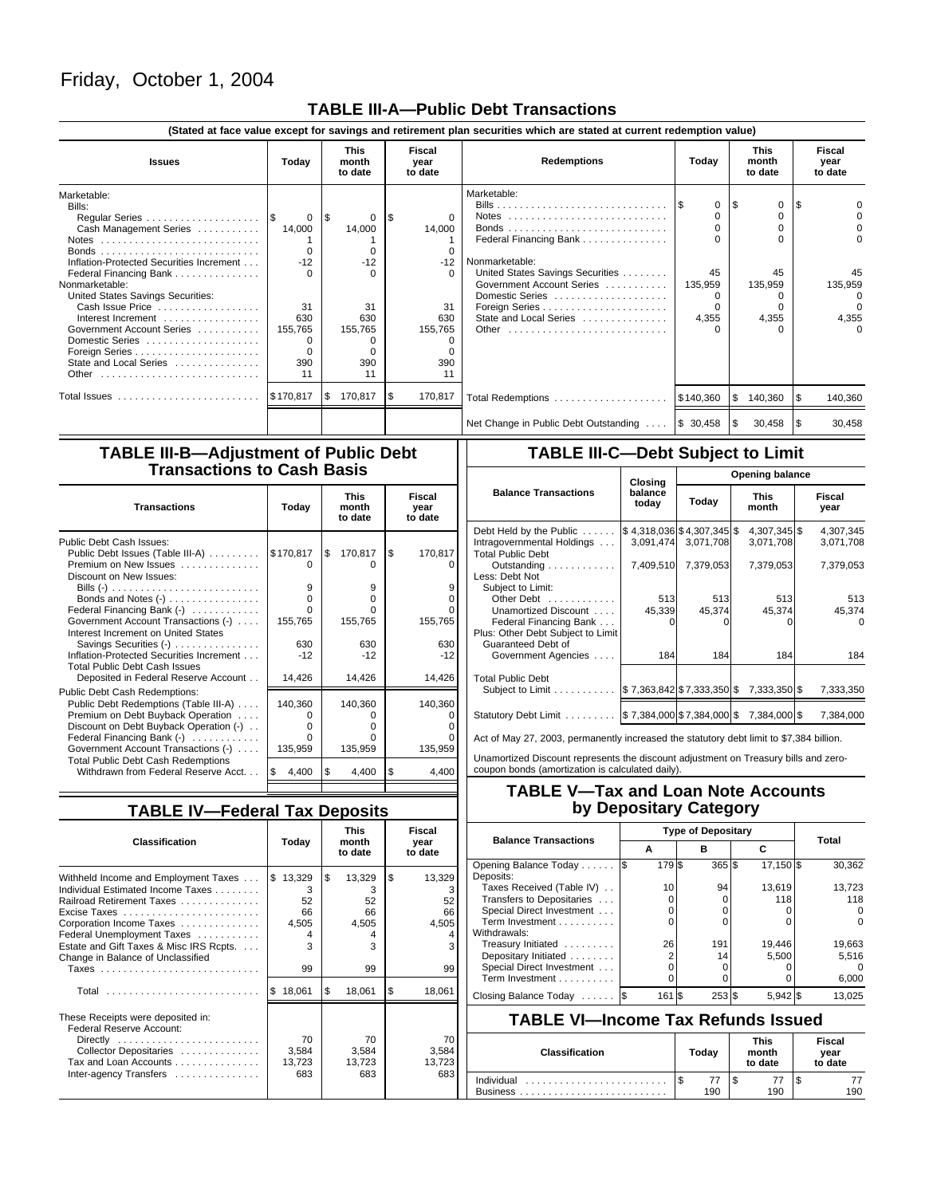# Friday, October 1, 2004

## TABLE III-A—Public Debt Transactions

(Stated at face value except for savings and retirement plan securities which are stated at current redemption value)

| Issues | Today | This month to date | Fiscal year to date |
|---|---|---|---|
| Marketable: | | | |
| Bills: | | | |
| Regular Series | $ 0 | $ 0 | $ 0 |
| Cash Management Series | 14,000 | 14,000 | 14,000 |
| Notes | 1 | 1 | 1 |
| Bonds | 0 | 0 | 0 |
| Inflation-Protected Securities Increment | -12 | -12 | -12 |
| Federal Financing Bank | 0 | 0 | 0 |
| Nonmarketable: | | | |
| United States Savings Securities: | | | |
| Cash Issue Price | 31 | 31 | 31 |
| Interest Increment | 630 | 630 | 630 |
| Government Account Series | 155,765 | 155,765 | 155,765 |
| Domestic Series | 0 | 0 | 0 |
| Foreign Series | 0 | 0 | 0 |
| State and Local Series | 390 | 390 | 390 |
| Other | 11 | 11 | 11 |
| Total Issues | $170,817 | $ 170,817 | $ 170,817 |

| Redemptions | Today | This month to date | Fiscal year to date |
|---|---|---|---|
| Marketable: | | | |
| Bills | $ 0 | $ 0 | $ 0 |
| Notes | 0 | 0 | 0 |
| Bonds | 0 | 0 | 0 |
| Federal Financing Bank | 0 | 0 | 0 |
| Nonmarketable: | | | |
| United States Savings Securities | 45 | 45 | 45 |
| Government Account Series | 135,959 | 135,959 | 135,959 |
| Domestic Series | 0 | 0 | 0 |
| Foreign Series | 0 | 0 | 0 |
| State and Local Series | 4,355 | 4,355 | 4,355 |
| Other | 0 | 0 | 0 |
| Total Redemptions | $140,360 | $ 140,360 | $ 140,360 |
| Net Change in Public Debt Outstanding | $ 30,458 | $ 30,458 | $ 30,458 |

## TABLE III-B—Adjustment of Public Debt Transactions to Cash Basis

| Transactions | Today | This month to date | Fiscal year to date |
|---|---|---|---|
| Public Debt Cash Issues: | | | |
| Public Debt Issues (Table III-A) | $170,817 | $ 170,817 | $ 170,817 |
| Premium on New Issues | 0 | 0 | 0 |
| Discount on New Issues: | | | |
| Bills (-) | 9 | 9 | 9 |
| Bonds and Notes (-) | 0 | 0 | 0 |
| Federal Financing Bank (-) | 0 | 0 | 0 |
| Government Account Transactions (-) | 155,765 | 155,765 | 155,765 |
| Interest Increment on United States Savings Securities (-) | 630 | 630 | 630 |
| Inflation-Protected Securities Increment | -12 | -12 | -12 |
| Total Public Debt Cash Issues Deposited in Federal Reserve Account | 14,426 | 14,426 | 14,426 |
| Public Debt Cash Redemptions: | | | |
| Public Debt Redemptions (Table III-A) | 140,360 | 140,360 | 140,360 |
| Premium on Debt Buyback Operation | 0 | 0 | 0 |
| Discount on Debt Buyback Operation (-) | 0 | 0 | 0 |
| Federal Financing Bank (-) | 0 | 0 | 0 |
| Government Account Transactions (-) | 135,959 | 135,959 | 135,959 |
| Total Public Debt Cash Redemptions Withdrawn from Federal Reserve Acct. | $ 4,400 | $ 4,400 | $ 4,400 |

## TABLE III-C—Debt Subject to Limit

| Balance Transactions | Closing balance today | Opening balance Today | Opening balance This month | Opening balance Fiscal year |
|---|---|---|---|---|
| Debt Held by the Public | $ 4,318,036 | $ 4,307,345 | $ 4,307,345 | $ 4,307,345 |
| Intragovernmental Holdings | 3,091,474 | 3,071,708 | 3,071,708 | 3,071,708 |
| Total Public Debt Outstanding | 7,409,510 | 7,379,053 | 7,379,053 | 7,379,053 |
| Less: Debt Not Subject to Limit: | | | | |
| Other Debt | 513 | 513 | 513 | 513 |
| Unamortized Discount | 45,339 | 45,374 | 45,374 | 45,374 |
| Federal Financing Bank | 0 | 0 | 0 | 0 |
| Plus: Other Debt Subject to Limit Guaranteed Debt of Government Agencies | 184 | 184 | 184 | 184 |
| Total Public Debt Subject to Limit | $ 7,363,842 | $ 7,333,350 | $ 7,333,350 | $ 7,333,350 |
| Statutory Debt Limit | $ 7,384,000 | $ 7,384,000 | $ 7,384,000 | $ 7,384,000 |

Act of May 27, 2003, permanently increased the statutory debt limit to $7,384 billion.

Unamortized Discount represents the discount adjustment on Treasury bills and zero-coupon bonds (amortization is calculated daily).

## TABLE IV—Federal Tax Deposits

| Classification | Today | This month to date | Fiscal year to date |
|---|---|---|---|
| Withheld Income and Employment Taxes | $ 13,329 | $ 13,329 | $ 13,329 |
| Individual Estimated Income Taxes | 3 | 3 | 3 |
| Railroad Retirement Taxes | 52 | 52 | 52 |
| Excise Taxes | 66 | 66 | 66 |
| Corporation Income Taxes | 4,505 | 4,505 | 4,505 |
| Federal Unemployment Taxes | 4 | 4 | 4 |
| Estate and Gift Taxes & Misc IRS Rcpts. | 3 | 3 | 3 |
| Change in Balance of Unclassified Taxes | 99 | 99 | 99 |
| Total | $ 18,061 | $ 18,061 | $ 18,061 |
| These Receipts were deposited in: | | | |
| Federal Reserve Account: | | | |
| Directly | 70 | 70 | 70 |
| Collector Depositaries | 3,584 | 3,584 | 3,584 |
| Tax and Loan Accounts | 13,723 | 13,723 | 13,723 |
| Inter-agency Transfers | 683 | 683 | 683 |

## TABLE V—Tax and Loan Note Accounts by Depositary Category

| Balance Transactions | Type of Depositary A | B | C | Total |
|---|---|---|---|---|
| Opening Balance Today | $ 179 | $ 365 | $ 17,150 | $ 30,362 |
| Deposits: | | | | |
| Taxes Received (Table IV) | 10 | 94 | 13,619 | 13,723 |
| Transfers to Depositaries | 0 | 0 | 118 | 118 |
| Special Direct Investment | 0 | 0 | 0 | 0 |
| Term Investment | 0 | 0 | 0 | 0 |
| Withdrawals: | | | | |
| Treasury Initiated | 26 | 191 | 19,446 | 19,663 |
| Depositary Initiated | 2 | 14 | 5,500 | 5,516 |
| Special Direct Investment | 0 | 0 | 0 | 0 |
| Term Investment | 0 | 0 | 0 | 6,000 |
| Closing Balance Today | $ 161 | $ 253 | $ 5,942 | $ 13,025 |

## TABLE VI—Income Tax Refunds Issued

| Classification | Today | This month to date | Fiscal year to date |
|---|---|---|---|
| Individual | $ 77 | $ 77 | $ 77 |
| Business | 190 | 190 | 190 |